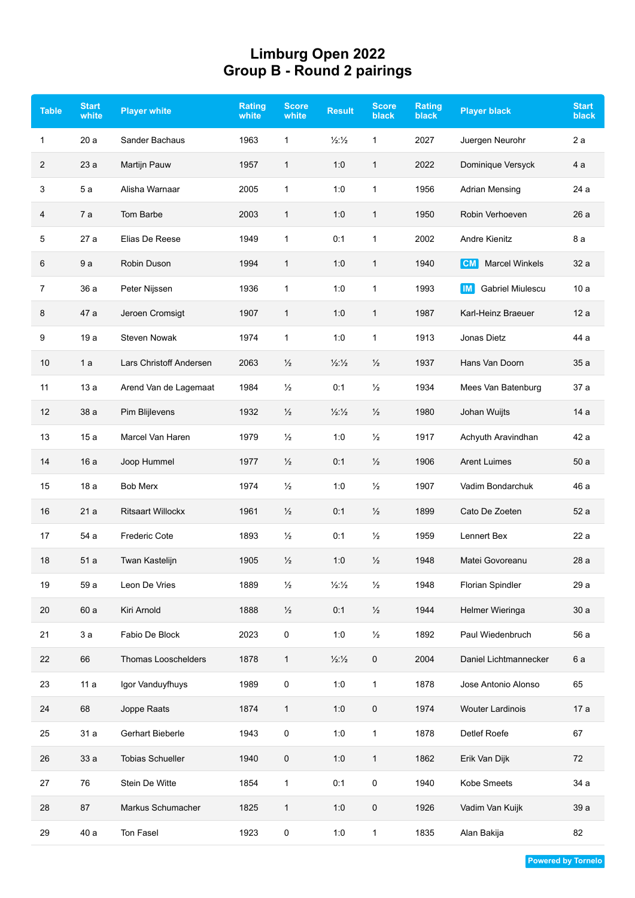# Limburg Open 2022
## Group B - Round 2 pairings

| Table | Start white | Player white | Rating white | Score white | Result | Score black | Rating black | Player black | Start black |
|---|---|---|---|---|---|---|---|---|---|
| 1 | 20 a | Sander Bachaus | 1963 | 1 | ½:½ | 1 | 2027 | Juergen Neurohr | 2 a |
| 2 | 23 a | Martijn Pauw | 1957 | 1 | 1:0 | 1 | 2022 | Dominique Versyck | 4 a |
| 3 | 5 a | Alisha Warnaar | 2005 | 1 | 1:0 | 1 | 1956 | Adrian Mensing | 24 a |
| 4 | 7 a | Tom Barbe | 2003 | 1 | 1:0 | 1 | 1950 | Robin Verhoeven | 26 a |
| 5 | 27 a | Elias De Reese | 1949 | 1 | 0:1 | 1 | 2002 | Andre Kienitz | 8 a |
| 6 | 9 a | Robin Duson | 1994 | 1 | 1:0 | 1 | 1940 | CM Marcel Winkels | 32 a |
| 7 | 36 a | Peter Nijssen | 1936 | 1 | 1:0 | 1 | 1993 | IM Gabriel Miulescu | 10 a |
| 8 | 47 a | Jeroen Cromsigt | 1907 | 1 | 1:0 | 1 | 1987 | Karl-Heinz Braeuer | 12 a |
| 9 | 19 a | Steven Nowak | 1974 | 1 | 1:0 | 1 | 1913 | Jonas Dietz | 44 a |
| 10 | 1 a | Lars Christoff Andersen | 2063 | ½ | ½:½ | ½ | 1937 | Hans Van Doorn | 35 a |
| 11 | 13 a | Arend Van de Lagemaat | 1984 | ½ | 0:1 | ½ | 1934 | Mees Van Batenburg | 37 a |
| 12 | 38 a | Pim Blijlevens | 1932 | ½ | ½:½ | ½ | 1980 | Johan Wuijts | 14 a |
| 13 | 15 a | Marcel Van Haren | 1979 | ½ | 1:0 | ½ | 1917 | Achyuth Aravindhan | 42 a |
| 14 | 16 a | Joop Hummel | 1977 | ½ | 0:1 | ½ | 1906 | Arent Luimes | 50 a |
| 15 | 18 a | Bob Merx | 1974 | ½ | 1:0 | ½ | 1907 | Vadim Bondarchuk | 46 a |
| 16 | 21 a | Ritsaart Willockx | 1961 | ½ | 0:1 | ½ | 1899 | Cato De Zoeten | 52 a |
| 17 | 54 a | Frederic Cote | 1893 | ½ | 0:1 | ½ | 1959 | Lennert Bex | 22 a |
| 18 | 51 a | Twan Kastelijn | 1905 | ½ | 1:0 | ½ | 1948 | Matei Govoreanu | 28 a |
| 19 | 59 a | Leon De Vries | 1889 | ½ | ½:½ | ½ | 1948 | Florian Spindler | 29 a |
| 20 | 60 a | Kiri Arnold | 1888 | ½ | 0:1 | ½ | 1944 | Helmer Wieringa | 30 a |
| 21 | 3 a | Fabio De Block | 2023 | 0 | 1:0 | ½ | 1892 | Paul Wiedenbruch | 56 a |
| 22 | 66 | Thomas Looschelders | 1878 | 1 | ½:½ | 0 | 2004 | Daniel Lichtmannecker | 6 a |
| 23 | 11 a | Igor Vanduyfhuys | 1989 | 0 | 1:0 | 1 | 1878 | Jose Antonio Alonso | 65 |
| 24 | 68 | Joppe Raats | 1874 | 1 | 1:0 | 0 | 1974 | Wouter Lardinois | 17 a |
| 25 | 31 a | Gerhart Bieberle | 1943 | 0 | 1:0 | 1 | 1878 | Detlef Roefe | 67 |
| 26 | 33 a | Tobias Schueller | 1940 | 0 | 1:0 | 1 | 1862 | Erik Van Dijk | 72 |
| 27 | 76 | Stein De Witte | 1854 | 1 | 0:1 | 0 | 1940 | Kobe Smeets | 34 a |
| 28 | 87 | Markus Schumacher | 1825 | 1 | 1:0 | 0 | 1926 | Vadim Van Kuijk | 39 a |
| 29 | 40 a | Ton Fasel | 1923 | 0 | 1:0 | 1 | 1835 | Alan Bakija | 82 |

Powered by Tornelo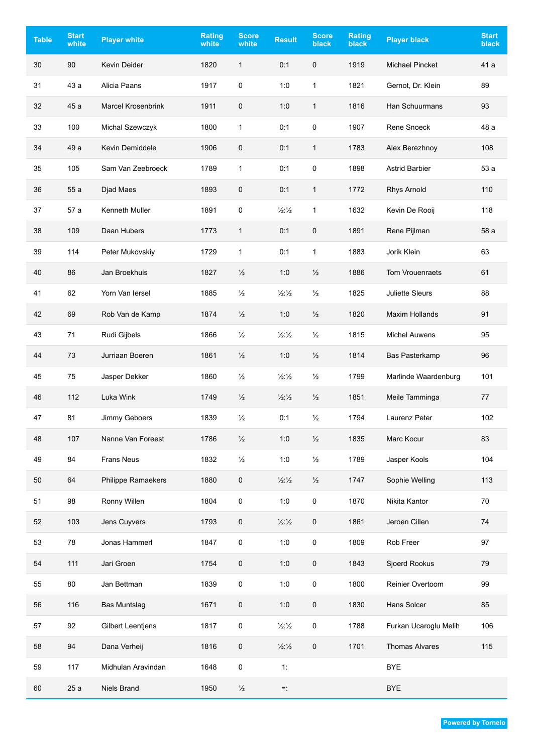| Table | Start white | Player white | Rating white | Score white | Result | Score black | Rating black | Player black | Start black |
|---|---|---|---|---|---|---|---|---|---|
| 30 | 90 | Kevin Deider | 1820 | 1 | 0:1 | 0 | 1919 | Michael Pincket | 41 a |
| 31 | 43 a | Alicia Paans | 1917 | 0 | 1:0 | 1 | 1821 | Gernot, Dr. Klein | 89 |
| 32 | 45 a | Marcel Krosenbrink | 1911 | 0 | 1:0 | 1 | 1816 | Han Schuurmans | 93 |
| 33 | 100 | Michal Szewczyk | 1800 | 1 | 0:1 | 0 | 1907 | Rene Snoeck | 48 a |
| 34 | 49 a | Kevin Demiddele | 1906 | 0 | 0:1 | 1 | 1783 | Alex Berezhnoy | 108 |
| 35 | 105 | Sam Van Zeebroeck | 1789 | 1 | 0:1 | 0 | 1898 | Astrid Barbier | 53 a |
| 36 | 55 a | Djad Maes | 1893 | 0 | 0:1 | 1 | 1772 | Rhys Arnold | 110 |
| 37 | 57 a | Kenneth Muller | 1891 | 0 | ½:½ | 1 | 1632 | Kevin De Rooij | 118 |
| 38 | 109 | Daan Hubers | 1773 | 1 | 0:1 | 0 | 1891 | Rene Pijlman | 58 a |
| 39 | 114 | Peter Mukovskiy | 1729 | 1 | 0:1 | 1 | 1883 | Jorik Klein | 63 |
| 40 | 86 | Jan Broekhuis | 1827 | ½ | 1:0 | ½ | 1886 | Tom Vrouenraets | 61 |
| 41 | 62 | Yorn Van Iersel | 1885 | ½ | ½:½ | ½ | 1825 | Juliette Sleurs | 88 |
| 42 | 69 | Rob Van de Kamp | 1874 | ½ | 1:0 | ½ | 1820 | Maxim Hollands | 91 |
| 43 | 71 | Rudi Gijbels | 1866 | ½ | ½:½ | ½ | 1815 | Michel Auwens | 95 |
| 44 | 73 | Jurriaan Boeren | 1861 | ½ | 1:0 | ½ | 1814 | Bas Pasterkamp | 96 |
| 45 | 75 | Jasper Dekker | 1860 | ½ | ½:½ | ½ | 1799 | Marlinde Waardenburg | 101 |
| 46 | 112 | Luka Wink | 1749 | ½ | ½:½ | ½ | 1851 | Meile Tamminga | 77 |
| 47 | 81 | Jimmy Geboers | 1839 | ½ | 0:1 | ½ | 1794 | Laurenz Peter | 102 |
| 48 | 107 | Nanne Van Foreest | 1786 | ½ | 1:0 | ½ | 1835 | Marc Kocur | 83 |
| 49 | 84 | Frans Neus | 1832 | ½ | 1:0 | ½ | 1789 | Jasper Kools | 104 |
| 50 | 64 | Philippe Ramaekers | 1880 | 0 | ½:½ | ½ | 1747 | Sophie Welling | 113 |
| 51 | 98 | Ronny Willen | 1804 | 0 | 1:0 | 0 | 1870 | Nikita Kantor | 70 |
| 52 | 103 | Jens Cuyvers | 1793 | 0 | ½:½ | 0 | 1861 | Jeroen Cillen | 74 |
| 53 | 78 | Jonas Hammerl | 1847 | 0 | 1:0 | 0 | 1809 | Rob Freer | 97 |
| 54 | 111 | Jari Groen | 1754 | 0 | 1:0 | 0 | 1843 | Sjoerd Rookus | 79 |
| 55 | 80 | Jan Bettman | 1839 | 0 | 1:0 | 0 | 1800 | Reinier Overtoom | 99 |
| 56 | 116 | Bas Muntslag | 1671 | 0 | 1:0 | 0 | 1830 | Hans Solcer | 85 |
| 57 | 92 | Gilbert Leentjens | 1817 | 0 | ½:½ | 0 | 1788 | Furkan Ucaroglu Melih | 106 |
| 58 | 94 | Dana Verheij | 1816 | 0 | ½:½ | 0 | 1701 | Thomas Alvares | 115 |
| 59 | 117 | Midhulan Aravindan | 1648 | 0 | 1: | | | BYE | |
| 60 | 25 a | Niels Brand | 1950 | ½ | =: | | | BYE | |

Powered by Tornelo